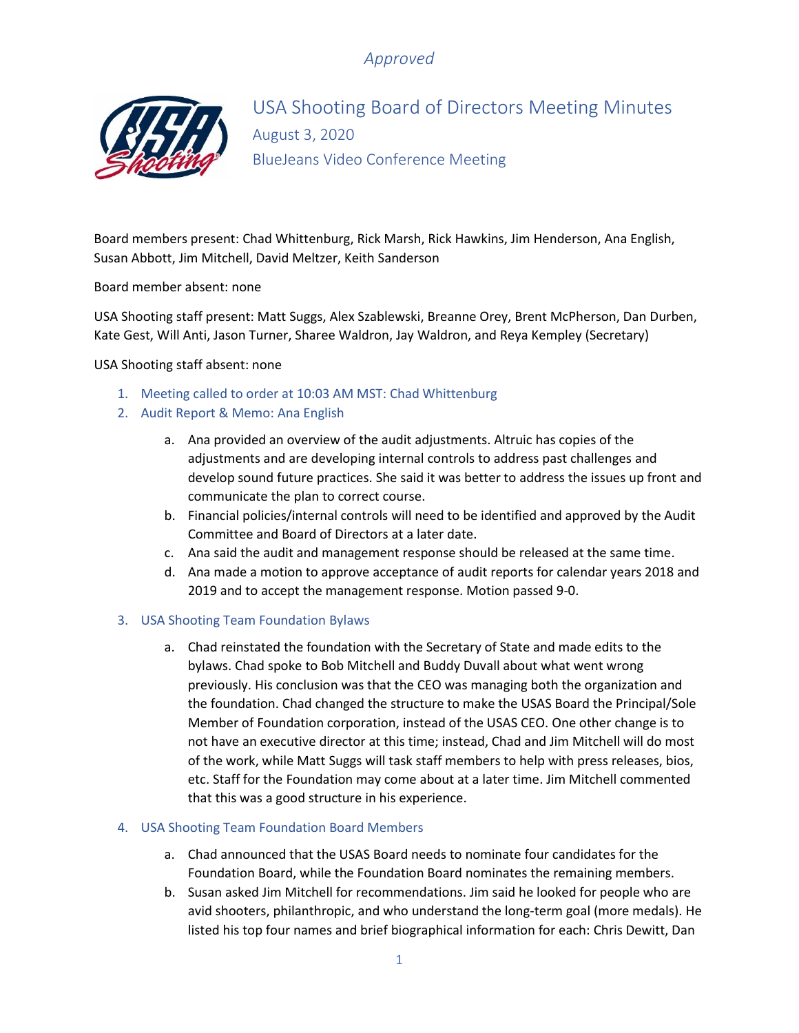*Approved*

# USA Shooting Board of Directors Meeting Minutes

August 3, 2020

BlueJeans Video Conference Meeting

Board members present: Chad Whittenburg, Rick Marsh, Rick Hawkins, Jim Henderson, Ana English, Susan Abbott, Jim Mitchell, David Meltzer, Keith Sanderson

Board member absent: none

USA Shooting staff present: Matt Suggs, Alex Szablewski, Breanne Orey, Brent McPherson, Dan Durben, Kate Gest, Will Anti, Jason Turner, Sharee Waldron, Jay Waldron, and Reya Kempley (Secretary)

USA Shooting staff absent: none

1. Meeting called to order at 10:03 AM MST: Chad Whittenburg
2. Audit Report & Memo: Ana English
   a. Ana provided an overview of the audit adjustments. Altruic has copies of the adjustments and are developing internal controls to address past challenges and develop sound future practices. She said it was better to address the issues up front and communicate the plan to correct course.
   b. Financial policies/internal controls will need to be identified and approved by the Audit Committee and Board of Directors at a later date.
   c. Ana said the audit and management response should be released at the same time.
   d. Ana made a motion to approve acceptance of audit reports for calendar years 2018 and 2019 and to accept the management response. Motion passed 9-0.
3. USA Shooting Team Foundation Bylaws
   a. Chad reinstated the foundation with the Secretary of State and made edits to the bylaws. Chad spoke to Bob Mitchell and Buddy Duvall about what went wrong previously. His conclusion was that the CEO was managing both the organization and the foundation. Chad changed the structure to make the USAS Board the Principal/Sole Member of Foundation corporation, instead of the USAS CEO. One other change is to not have an executive director at this time; instead, Chad and Jim Mitchell will do most of the work, while Matt Suggs will task staff members to help with press releases, bios, etc. Staff for the Foundation may come about at a later time. Jim Mitchell commented that this was a good structure in his experience.
4. USA Shooting Team Foundation Board Members
   a. Chad announced that the USAS Board needs to nominate four candidates for the Foundation Board, while the Foundation Board nominates the remaining members.
   b. Susan asked Jim Mitchell for recommendations. Jim said he looked for people who are avid shooters, philanthropic, and who understand the long-term goal (more medals). He listed his top four names and brief biographical information for each: Chris Dewitt, Dan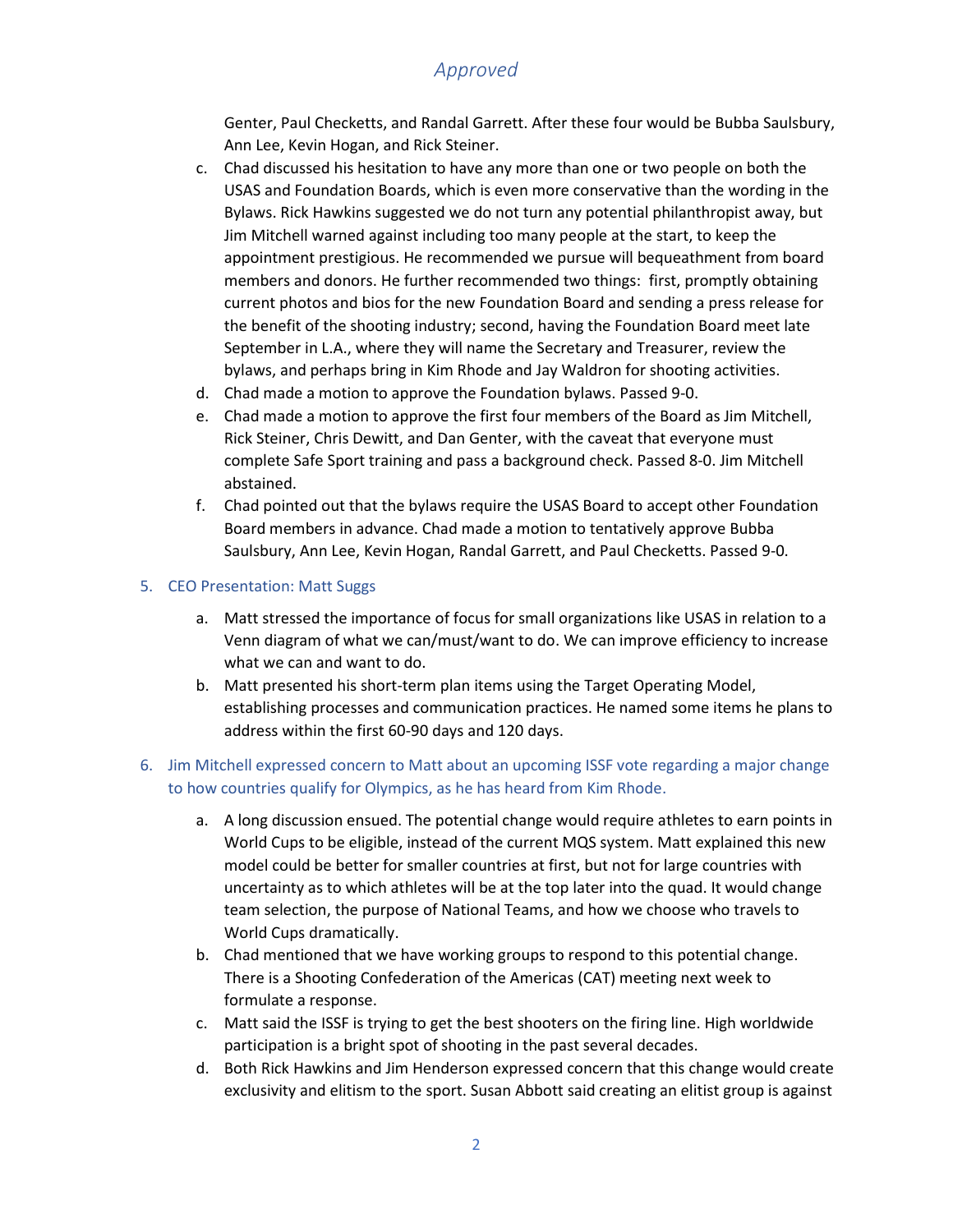Genter, Paul Checketts, and Randal Garrett. After these four would be Bubba Saulsbury, Ann Lee, Kevin Hogan, and Rick Steiner.

c. Chad discussed his hesitation to have any more than one or two people on both the USAS and Foundation Boards, which is even more conservative than the wording in the Bylaws. Rick Hawkins suggested we do not turn any potential philanthropist away, but Jim Mitchell warned against including too many people at the start, to keep the appointment prestigious. He recommended we pursue will bequeathment from board members and donors. He further recommended two things: first, promptly obtaining current photos and bios for the new Foundation Board and sending a press release for the benefit of the shooting industry; second, having the Foundation Board meet late September in L.A., where they will name the Secretary and Treasurer, review the bylaws, and perhaps bring in Kim Rhode and Jay Waldron for shooting activities.

d. Chad made a motion to approve the Foundation bylaws. Passed 9-0.

e. Chad made a motion to approve the first four members of the Board as Jim Mitchell, Rick Steiner, Chris Dewitt, and Dan Genter, with the caveat that everyone must complete Safe Sport training and pass a background check. Passed 8-0. Jim Mitchell abstained.

f. Chad pointed out that the bylaws require the USAS Board to accept other Foundation Board members in advance. Chad made a motion to tentatively approve Bubba Saulsbury, Ann Lee, Kevin Hogan, Randal Garrett, and Paul Checketts. Passed 9-0.

5. CEO Presentation: Matt Suggs

   a. Matt stressed the importance of focus for small organizations like USAS in relation to a Venn diagram of what we can/must/want to do. We can improve efficiency to increase what we can and want to do.

   b. Matt presented his short-term plan items using the Target Operating Model, establishing processes and communication practices. He named some items he plans to address within the first 60-90 days and 120 days.

6. Jim Mitchell expressed concern to Matt about an upcoming ISSF vote regarding a major change to how countries qualify for Olympics, as he has heard from Kim Rhode.

   a. A long discussion ensued. The potential change would require athletes to earn points in World Cups to be eligible, instead of the current MQS system. Matt explained this new model could be better for smaller countries at first, but not for large countries with uncertainty as to which athletes will be at the top later into the quad. It would change team selection, the purpose of National Teams, and how we choose who travels to World Cups dramatically.

   b. Chad mentioned that we have working groups to respond to this potential change. There is a Shooting Confederation of the Americas (CAT) meeting next week to formulate a response.

   c. Matt said the ISSF is trying to get the best shooters on the firing line. High worldwide participation is a bright spot of shooting in the past several decades.

   d. Both Rick Hawkins and Jim Henderson expressed concern that this change would create exclusivity and elitism to the sport. Susan Abbott said creating an elitist group is against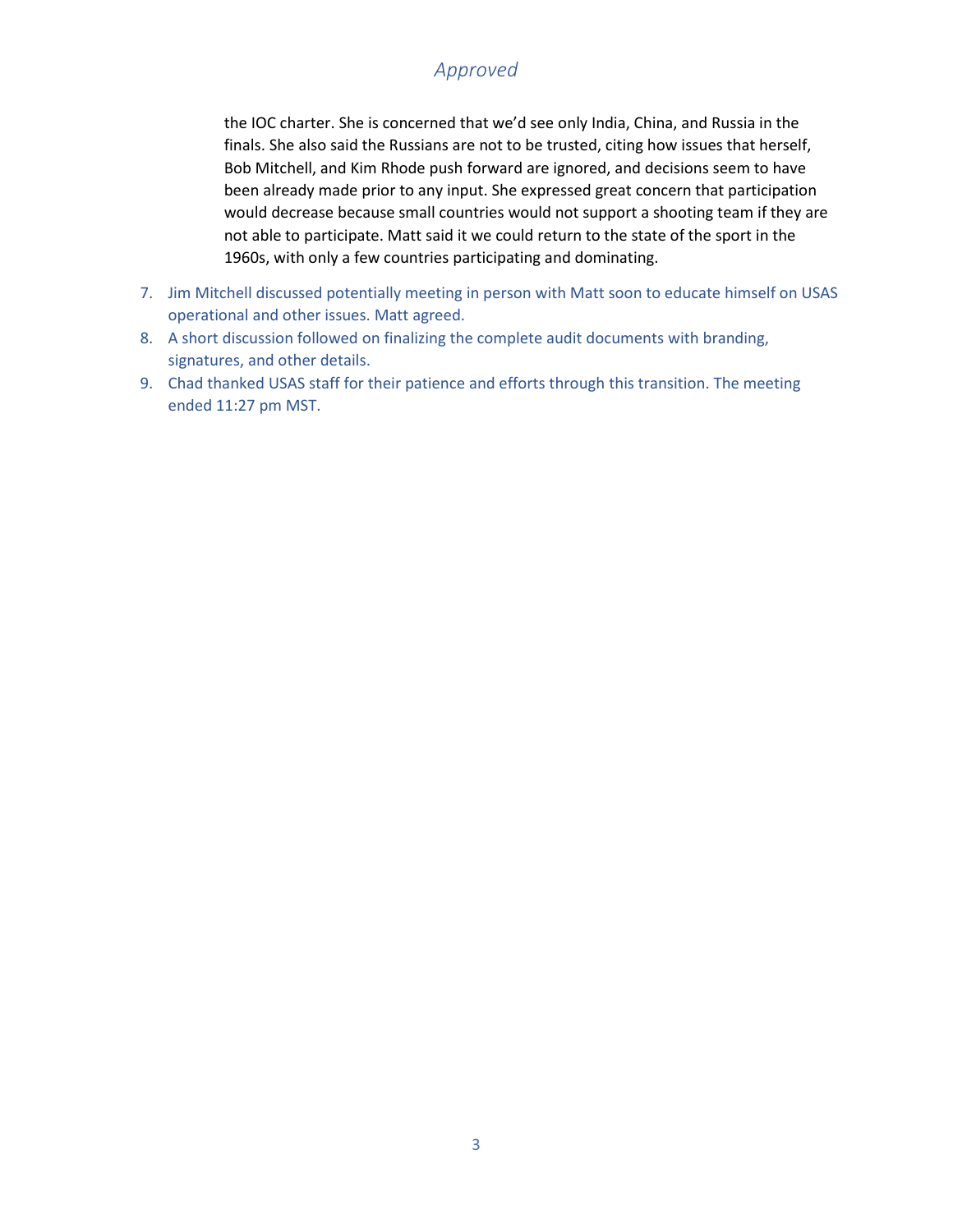the IOC charter. She is concerned that we'd see only India, China, and Russia in the finals. She also said the Russians are not to be trusted, citing how issues that herself, Bob Mitchell, and Kim Rhode push forward are ignored, and decisions seem to have been already made prior to any input. She expressed great concern that participation would decrease because small countries would not support a shooting team if they are not able to participate. Matt said it we could return to the state of the sport in the 1960s, with only a few countries participating and dominating.

7. Jim Mitchell discussed potentially meeting in person with Matt soon to educate himself on USAS operational and other issues. Matt agreed.
8. A short discussion followed on finalizing the complete audit documents with branding, signatures, and other details.
9. Chad thanked USAS staff for their patience and efforts through this transition. The meeting ended 11:27 pm MST.